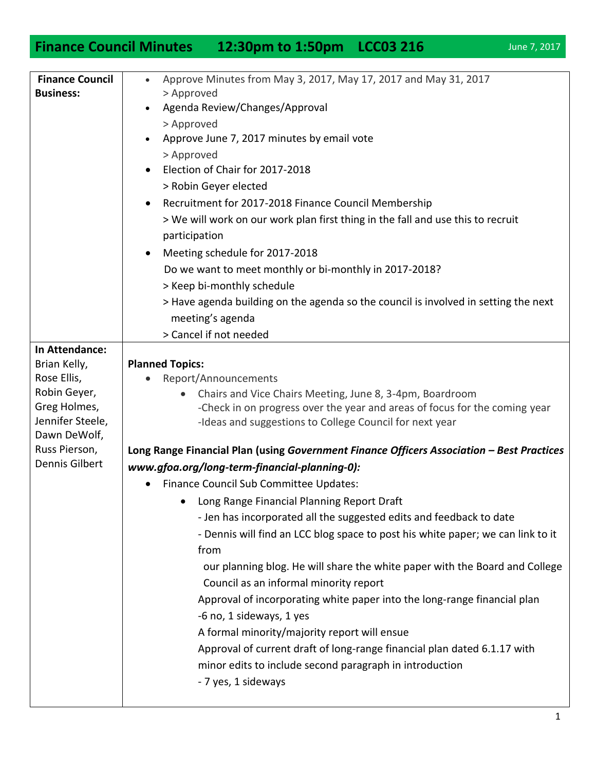# Finance Council Minutes 12:30pm to 1:50pm LCC03 216

June 7, 2017

| | |
|---|---|
| **Finance Council Business:** | • Approve Minutes from May 3, 2017, May 17, 2017 and May 31, 2017<br>> Approved<br>• Agenda Review/Changes/Approval<br>> Approved<br>• Approve June 7, 2017 minutes by email vote<br>> Approved<br>• Election of Chair for 2017-2018<br>> Robin Geyer elected<br>• Recruitment for 2017-2018 Finance Council Membership<br>> We will work on our work plan first thing in the fall and use this to recruit participation<br>• Meeting schedule for 2017-2018<br>Do we want to meet monthly or bi-monthly in 2017-2018?<br>> Keep bi-monthly schedule<br>> Have agenda building on the agenda so the council is involved in setting the next meeting's agenda<br>> Cancel if not needed |
| **In Attendance:**<br>Brian Kelly,<br>Rose Ellis,<br>Robin Geyer,<br>Greg Holmes,<br>Jennifer Steele,<br>Dawn DeWolf,<br>Russ Pierson,<br>Dennis Gilbert | **Planned Topics:**<br>• Report/Announcements<br>  • Chairs and Vice Chairs Meeting, June 8, 3-4pm, Boardroom<br>  -Check in on progress over the year and areas of focus for the coming year<br>  -Ideas and suggestions to College Council for next year<br><br>**Long Range Financial Plan (using *Government Finance Officers Association – Best Practices www.gfoa.org/long-term-financial-planning-0):***<br>• Finance Council Sub Committee Updates:<br>  • Long Range Financial Planning Report Draft<br>  - Jen has incorporated all the suggested edits and feedback to date<br>  - Dennis will find an LCC blog space to post his white paper; we can link to it from our planning blog. He will share the white paper with the Board and College Council as an informal minority report<br>  Approval of incorporating white paper into the long-range financial plan<br>  -6 no, 1 sideways, 1 yes<br>  A formal minority/majority report will ensue<br>  Approval of current draft of long-range financial plan dated 6.1.17 with minor edits to include second paragraph in introduction<br>  - 7 yes, 1 sideways |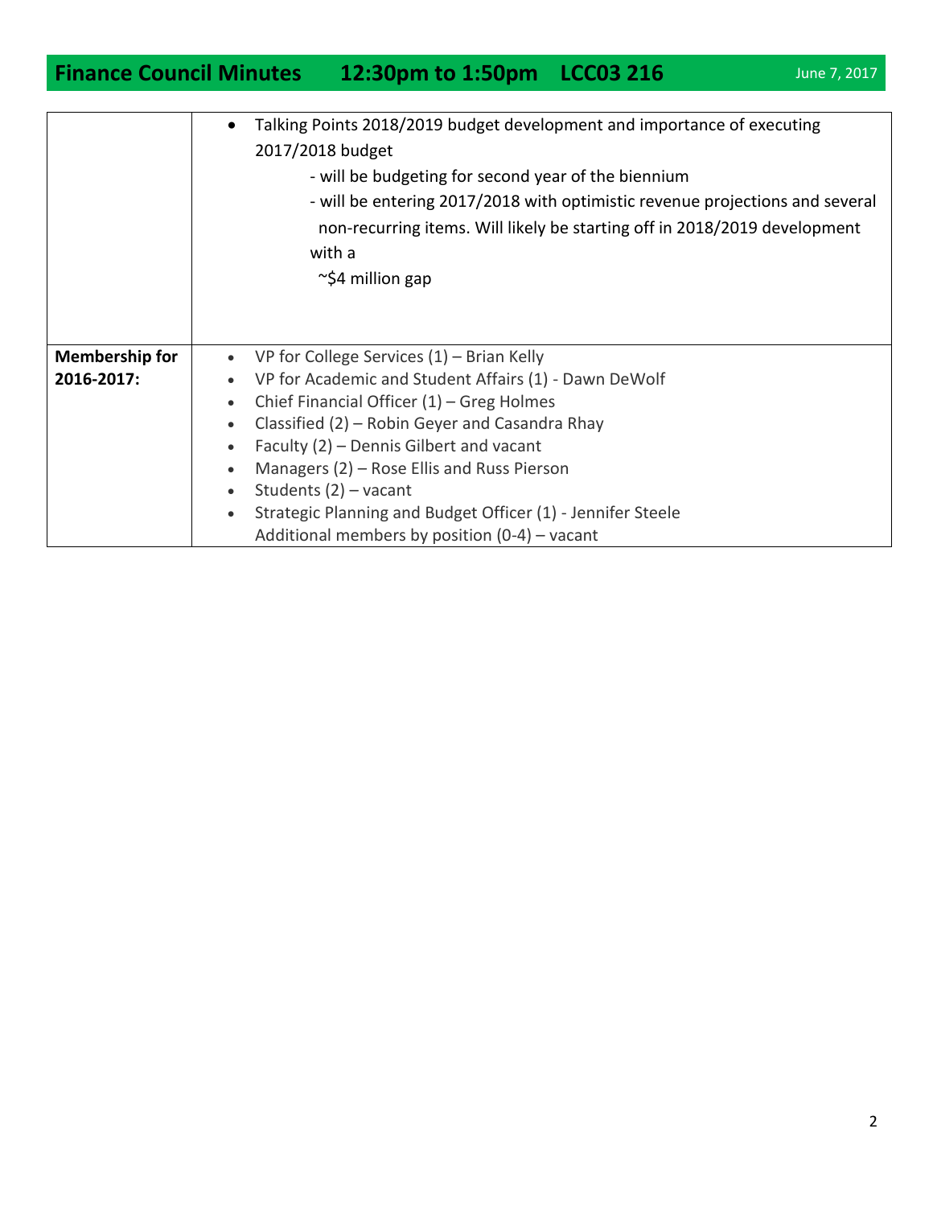| | |
|---|---|
| | • Talking Points 2018/2019 budget development and importance of executing 2017/2018 budget<br>- will be budgeting for second year of the biennium<br>- will be entering 2017/2018 with optimistic revenue projections and several non-recurring items. Will likely be starting off in 2018/2019 development with a ~$4 million gap |
| **Membership for 2016-2017:** | • VP for College Services (1) – Brian Kelly<br>• VP for Academic and Student Affairs (1) - Dawn DeWolf<br>• Chief Financial Officer (1) – Greg Holmes<br>• Classified (2) – Robin Geyer and Casandra Rhay<br>• Faculty (2) – Dennis Gilbert and vacant<br>• Managers (2) – Rose Ellis and Russ Pierson<br>• Students (2) – vacant<br>• Strategic Planning and Budget Officer (1) - Jennifer Steele<br>Additional members by position (0-4) – vacant |